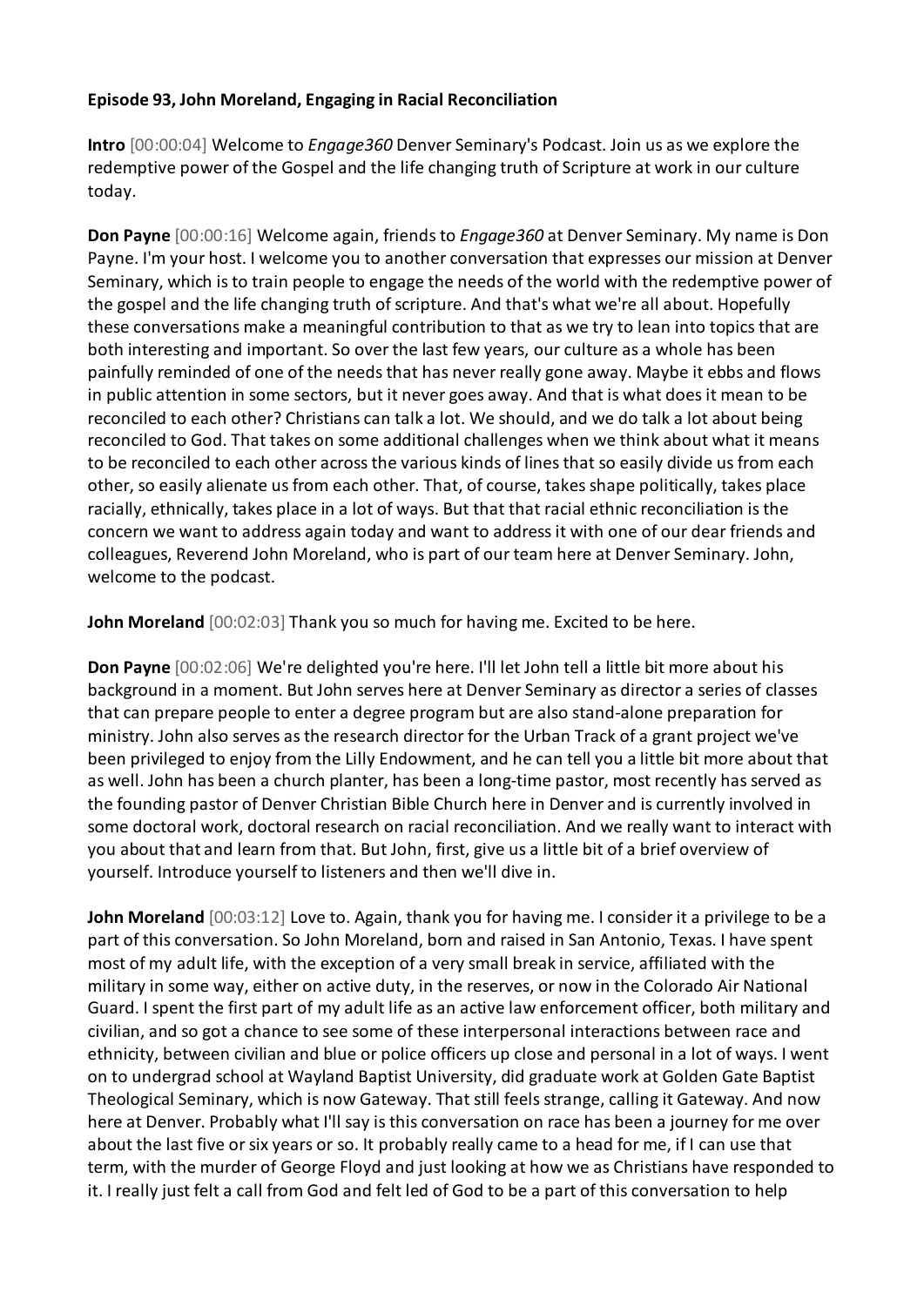**Episode 93, John Moreland, Engaging in Racial Reconciliation**

**Intro** [00:00:04] Welcome to *Engage360* Denver Seminary's Podcast. Join us as we explore the redemptive power of the Gospel and the life changing truth of Scripture at work in our culture today.

**Don Payne** [00:00:16] Welcome again, friends to *Engage360* at Denver Seminary. My name is Don Payne. I'm your host. I welcome you to another conversation that expresses our mission at Denver Seminary, which is to train people to engage the needs of the world with the redemptive power of the gospel and the life changing truth of scripture. And that's what we're all about. Hopefully these conversations make a meaningful contribution to that as we try to lean into topics that are both interesting and important. So over the last few years, our culture as a whole has been painfully reminded of one of the needs that has never really gone away. Maybe it ebbs and flows in public attention in some sectors, but it never goes away. And that is what does it mean to be reconciled to each other? Christians can talk a lot. We should, and we do talk a lot about being reconciled to God. That takes on some additional challenges when we think about what it means to be reconciled to each other across the various kinds of lines that so easily divide us from each other, so easily alienate us from each other. That, of course, takes shape politically, takes place racially, ethnically, takes place in a lot of ways. But that that racial ethnic reconciliation is the concern we want to address again today and want to address it with one of our dear friends and colleagues, Reverend John Moreland, who is part of our team here at Denver Seminary. John, welcome to the podcast.

**John Moreland** [00:02:03] Thank you so much for having me. Excited to be here.

**Don Payne** [00:02:06] We're delighted you're here. I'll let John tell a little bit more about his background in a moment. But John serves here at Denver Seminary as director a series of classes that can prepare people to enter a degree program but are also stand-alone preparation for ministry. John also serves as the research director for the Urban Track of a grant project we've been privileged to enjoy from the Lilly Endowment, and he can tell you a little bit more about that as well. John has been a church planter, has been a long-time pastor, most recently has served as the founding pastor of Denver Christian Bible Church here in Denver and is currently involved in some doctoral work, doctoral research on racial reconciliation. And we really want to interact with you about that and learn from that. But John, first, give us a little bit of a brief overview of yourself. Introduce yourself to listeners and then we'll dive in.

**John Moreland** [00:03:12] Love to. Again, thank you for having me. I consider it a privilege to be a part of this conversation. So John Moreland, born and raised in San Antonio, Texas. I have spent most of my adult life, with the exception of a very small break in service, affiliated with the military in some way, either on active duty, in the reserves, or now in the Colorado Air National Guard. I spent the first part of my adult life as an active law enforcement officer, both military and civilian, and so got a chance to see some of these interpersonal interactions between race and ethnicity, between civilian and blue or police officers up close and personal in a lot of ways. I went on to undergrad school at Wayland Baptist University, did graduate work at Golden Gate Baptist Theological Seminary, which is now Gateway. That still feels strange, calling it Gateway. And now here at Denver. Probably what I'll say is this conversation on race has been a journey for me over about the last five or six years or so. It probably really came to a head for me, if I can use that term, with the murder of George Floyd and just looking at how we as Christians have responded to it. I really just felt a call from God and felt led of God to be a part of this conversation to help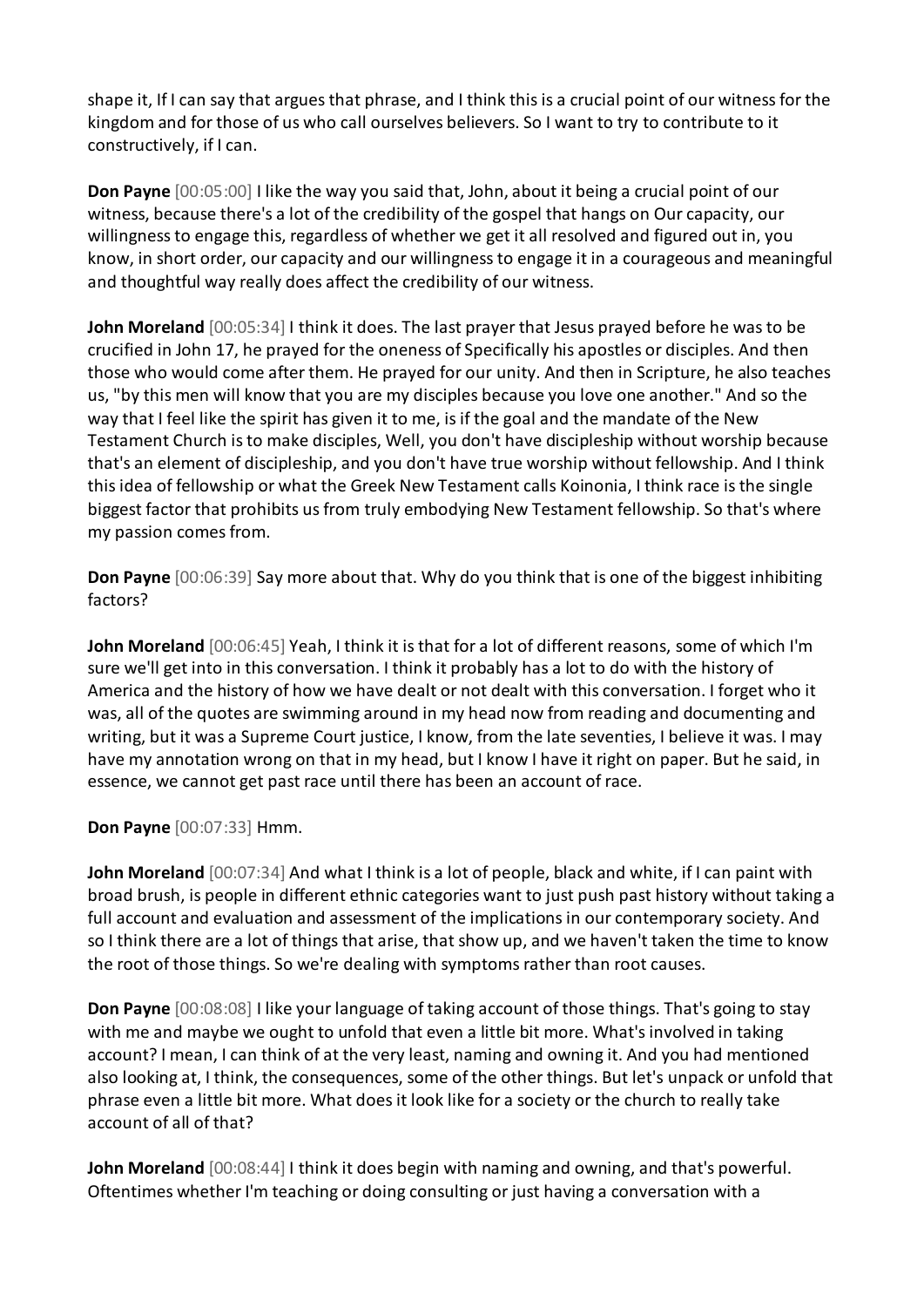shape it, If I can say that argues that phrase, and I think this is a crucial point of our witness for the kingdom and for those of us who call ourselves believers. So I want to try to contribute to it constructively, if I can.

**Don Payne** [00:05:00] I like the way you said that, John, about it being a crucial point of our witness, because there's a lot of the credibility of the gospel that hangs on Our capacity, our willingness to engage this, regardless of whether we get it all resolved and figured out in, you know, in short order, our capacity and our willingness to engage it in a courageous and meaningful and thoughtful way really does affect the credibility of our witness.

**John Moreland** [00:05:34] I think it does. The last prayer that Jesus prayed before he was to be crucified in John 17, he prayed for the oneness of Specifically his apostles or disciples. And then those who would come after them. He prayed for our unity. And then in Scripture, he also teaches us, "by this men will know that you are my disciples because you love one another." And so the way that I feel like the spirit has given it to me, is if the goal and the mandate of the New Testament Church is to make disciples, Well, you don't have discipleship without worship because that's an element of discipleship, and you don't have true worship without fellowship. And I think this idea of fellowship or what the Greek New Testament calls Koinonia, I think race is the single biggest factor that prohibits us from truly embodying New Testament fellowship. So that's where my passion comes from.

**Don Payne** [00:06:39] Say more about that. Why do you think that is one of the biggest inhibiting factors?

**John Moreland** [00:06:45] Yeah, I think it is that for a lot of different reasons, some of which I'm sure we'll get into in this conversation. I think it probably has a lot to do with the history of America and the history of how we have dealt or not dealt with this conversation. I forget who it was, all of the quotes are swimming around in my head now from reading and documenting and writing, but it was a Supreme Court justice, I know, from the late seventies, I believe it was. I may have my annotation wrong on that in my head, but I know I have it right on paper. But he said, in essence, we cannot get past race until there has been an account of race.

**Don Payne** [00:07:33] Hmm.

**John Moreland** [00:07:34] And what I think is a lot of people, black and white, if I can paint with broad brush, is people in different ethnic categories want to just push past history without taking a full account and evaluation and assessment of the implications in our contemporary society. And so I think there are a lot of things that arise, that show up, and we haven't taken the time to know the root of those things. So we're dealing with symptoms rather than root causes.

**Don Payne** [00:08:08] I like your language of taking account of those things. That's going to stay with me and maybe we ought to unfold that even a little bit more. What's involved in taking account? I mean, I can think of at the very least, naming and owning it. And you had mentioned also looking at, I think, the consequences, some of the other things. But let's unpack or unfold that phrase even a little bit more. What does it look like for a society or the church to really take account of all of that?

**John Moreland** [00:08:44] I think it does begin with naming and owning, and that's powerful. Oftentimes whether I'm teaching or doing consulting or just having a conversation with a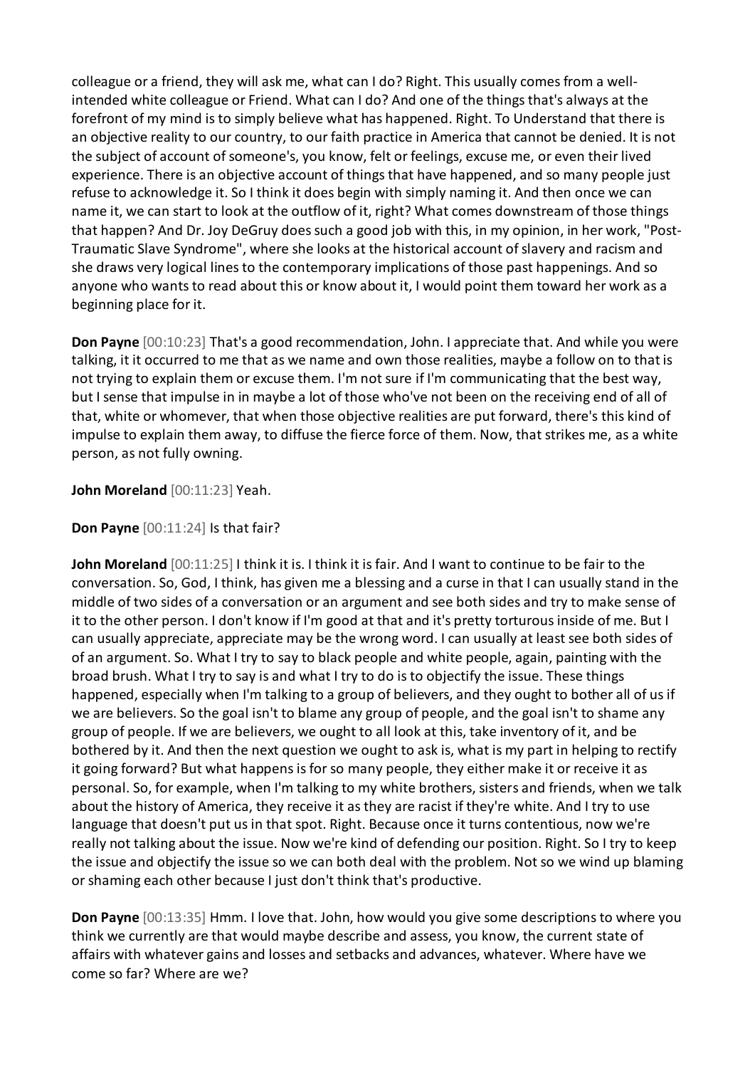colleague or a friend, they will ask me, what can I do? Right. This usually comes from a well-intended white colleague or Friend. What can I do? And one of the things that's always at the forefront of my mind is to simply believe what has happened. Right. To Understand that there is an objective reality to our country, to our faith practice in America that cannot be denied. It is not the subject of account of someone's, you know, felt or feelings, excuse me, or even their lived experience. There is an objective account of things that have happened, and so many people just refuse to acknowledge it. So I think it does begin with simply naming it. And then once we can name it, we can start to look at the outflow of it, right? What comes downstream of those things that happen? And Dr. Joy DeGruy does such a good job with this, in my opinion, in her work, "Post-Traumatic Slave Syndrome", where she looks at the historical account of slavery and racism and she draws very logical lines to the contemporary implications of those past happenings. And so anyone who wants to read about this or know about it, I would point them toward her work as a beginning place for it.

**Don Payne** [00:10:23] That's a good recommendation, John. I appreciate that. And while you were talking, it it occurred to me that as we name and own those realities, maybe a follow on to that is not trying to explain them or excuse them. I'm not sure if I'm communicating that the best way, but I sense that impulse in in maybe a lot of those who've not been on the receiving end of all of that, white or whomever, that when those objective realities are put forward, there's this kind of impulse to explain them away, to diffuse the fierce force of them. Now, that strikes me, as a white person, as not fully owning.

**John Moreland** [00:11:23] Yeah.

**Don Payne** [00:11:24] Is that fair?

**John Moreland** [00:11:25] I think it is. I think it is fair. And I want to continue to be fair to the conversation. So, God, I think, has given me a blessing and a curse in that I can usually stand in the middle of two sides of a conversation or an argument and see both sides and try to make sense of it to the other person. I don't know if I'm good at that and it's pretty torturous inside of me. But I can usually appreciate, appreciate may be the wrong word. I can usually at least see both sides of of an argument. So. What I try to say to black people and white people, again, painting with the broad brush. What I try to say is and what I try to do is to objectify the issue. These things happened, especially when I'm talking to a group of believers, and they ought to bother all of us if we are believers. So the goal isn't to blame any group of people, and the goal isn't to shame any group of people. If we are believers, we ought to all look at this, take inventory of it, and be bothered by it. And then the next question we ought to ask is, what is my part in helping to rectify it going forward? But what happens is for so many people, they either make it or receive it as personal. So, for example, when I'm talking to my white brothers, sisters and friends, when we talk about the history of America, they receive it as they are racist if they're white. And I try to use language that doesn't put us in that spot. Right. Because once it turns contentious, now we're really not talking about the issue. Now we're kind of defending our position. Right. So I try to keep the issue and objectify the issue so we can both deal with the problem. Not so we wind up blaming or shaming each other because I just don't think that's productive.

**Don Payne** [00:13:35] Hmm. I love that. John, how would you give some descriptions to where you think we currently are that would maybe describe and assess, you know, the current state of affairs with whatever gains and losses and setbacks and advances, whatever. Where have we come so far? Where are we?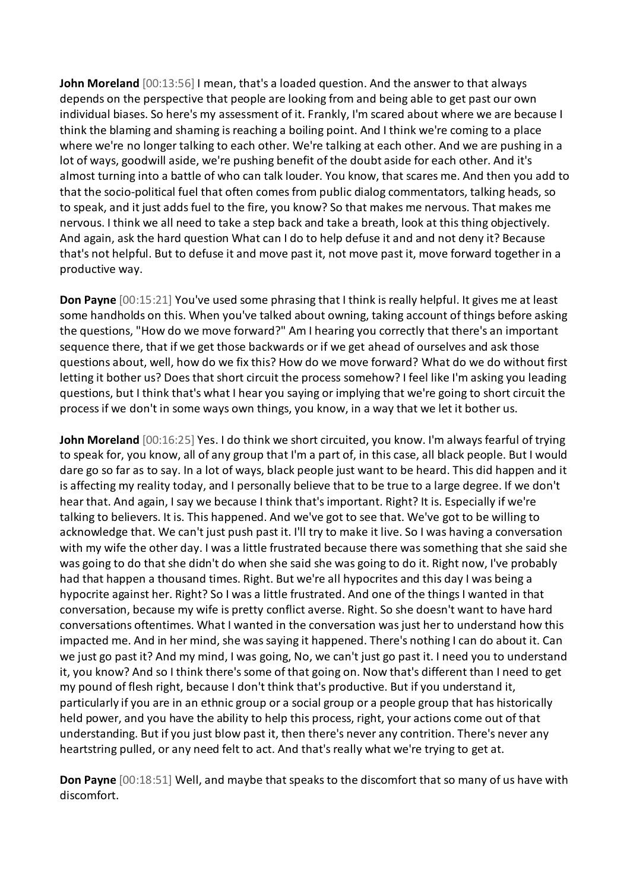**John Moreland** [00:13:56] I mean, that's a loaded question. And the answer to that always depends on the perspective that people are looking from and being able to get past our own individual biases. So here's my assessment of it. Frankly, I'm scared about where we are because I think the blaming and shaming is reaching a boiling point. And I think we're coming to a place where we're no longer talking to each other. We're talking at each other. And we are pushing in a lot of ways, goodwill aside, we're pushing benefit of the doubt aside for each other. And it's almost turning into a battle of who can talk louder. You know, that scares me. And then you add to that the socio-political fuel that often comes from public dialog commentators, talking heads, so to speak, and it just adds fuel to the fire, you know? So that makes me nervous. That makes me nervous. I think we all need to take a step back and take a breath, look at this thing objectively. And again, ask the hard question What can I do to help defuse it and and not deny it? Because that's not helpful. But to defuse it and move past it, not move past it, move forward together in a productive way.

**Don Payne** [00:15:21] You've used some phrasing that I think is really helpful. It gives me at least some handholds on this. When you've talked about owning, taking account of things before asking the questions, "How do we move forward?" Am I hearing you correctly that there's an important sequence there, that if we get those backwards or if we get ahead of ourselves and ask those questions about, well, how do we fix this? How do we move forward? What do we do without first letting it bother us? Does that short circuit the process somehow? I feel like I'm asking you leading questions, but I think that's what I hear you saying or implying that we're going to short circuit the process if we don't in some ways own things, you know, in a way that we let it bother us.

**John Moreland** [00:16:25] Yes. I do think we short circuited, you know. I'm always fearful of trying to speak for, you know, all of any group that I'm a part of, in this case, all black people. But I would dare go so far as to say. In a lot of ways, black people just want to be heard. This did happen and it is affecting my reality today, and I personally believe that to be true to a large degree. If we don't hear that. And again, I say we because I think that's important. Right? It is. Especially if we're talking to believers. It is. This happened. And we've got to see that. We've got to be willing to acknowledge that. We can't just push past it. I'll try to make it live. So I was having a conversation with my wife the other day. I was a little frustrated because there was something that she said she was going to do that she didn't do when she said she was going to do it. Right now, I've probably had that happen a thousand times. Right. But we're all hypocrites and this day I was being a hypocrite against her. Right? So I was a little frustrated. And one of the things I wanted in that conversation, because my wife is pretty conflict averse. Right. So she doesn't want to have hard conversations oftentimes. What I wanted in the conversation was just her to understand how this impacted me. And in her mind, she was saying it happened. There's nothing I can do about it. Can we just go past it? And my mind, I was going, No, we can't just go past it. I need you to understand it, you know? And so I think there's some of that going on. Now that's different than I need to get my pound of flesh right, because I don't think that's productive. But if you understand it, particularly if you are in an ethnic group or a social group or a people group that has historically held power, and you have the ability to help this process, right, your actions come out of that understanding. But if you just blow past it, then there's never any contrition. There's never any heartstring pulled, or any need felt to act. And that's really what we're trying to get at.

**Don Payne** [00:18:51] Well, and maybe that speaks to the discomfort that so many of us have with discomfort.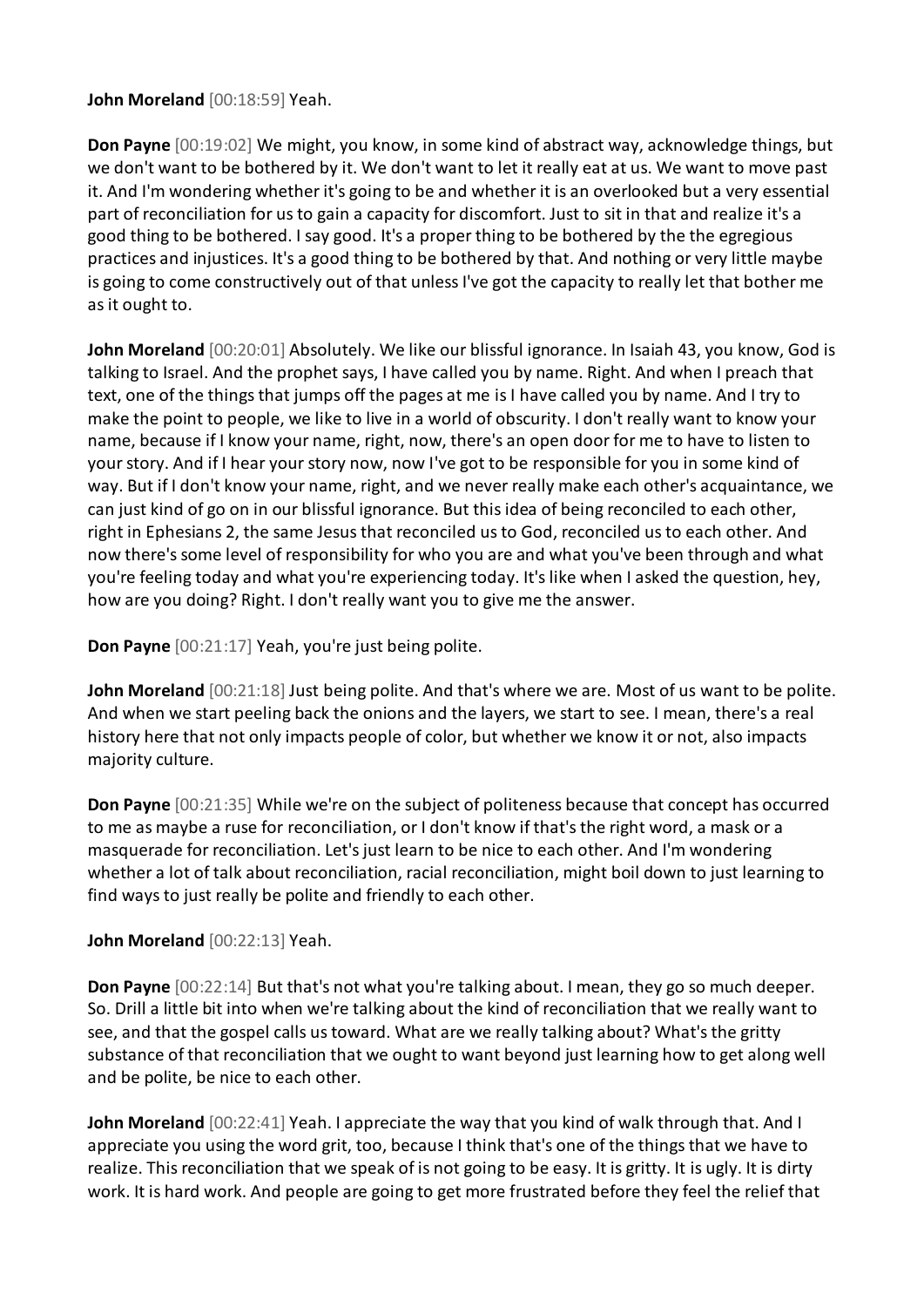**John Moreland** [00:18:59] Yeah.

**Don Payne** [00:19:02] We might, you know, in some kind of abstract way, acknowledge things, but we don't want to be bothered by it. We don't want to let it really eat at us. We want to move past it. And I'm wondering whether it's going to be and whether it is an overlooked but a very essential part of reconciliation for us to gain a capacity for discomfort. Just to sit in that and realize it's a good thing to be bothered. I say good. It's a proper thing to be bothered by the the egregious practices and injustices. It's a good thing to be bothered by that. And nothing or very little maybe is going to come constructively out of that unless I've got the capacity to really let that bother me as it ought to.

**John Moreland** [00:20:01] Absolutely. We like our blissful ignorance. In Isaiah 43, you know, God is talking to Israel. And the prophet says, I have called you by name. Right. And when I preach that text, one of the things that jumps off the pages at me is I have called you by name. And I try to make the point to people, we like to live in a world of obscurity. I don't really want to know your name, because if I know your name, right, now, there's an open door for me to have to listen to your story. And if I hear your story now, now I've got to be responsible for you in some kind of way. But if I don't know your name, right, and we never really make each other's acquaintance, we can just kind of go on in our blissful ignorance. But this idea of being reconciled to each other, right in Ephesians 2, the same Jesus that reconciled us to God, reconciled us to each other. And now there's some level of responsibility for who you are and what you've been through and what you're feeling today and what you're experiencing today. It's like when I asked the question, hey, how are you doing? Right. I don't really want you to give me the answer.

**Don Payne** [00:21:17] Yeah, you're just being polite.

**John Moreland** [00:21:18] Just being polite. And that's where we are. Most of us want to be polite. And when we start peeling back the onions and the layers, we start to see. I mean, there's a real history here that not only impacts people of color, but whether we know it or not, also impacts majority culture.

**Don Payne** [00:21:35] While we're on the subject of politeness because that concept has occurred to me as maybe a ruse for reconciliation, or I don't know if that's the right word, a mask or a masquerade for reconciliation. Let's just learn to be nice to each other. And I'm wondering whether a lot of talk about reconciliation, racial reconciliation, might boil down to just learning to find ways to just really be polite and friendly to each other.

**John Moreland** [00:22:13] Yeah.

**Don Payne** [00:22:14] But that's not what you're talking about. I mean, they go so much deeper. So. Drill a little bit into when we're talking about the kind of reconciliation that we really want to see, and that the gospel calls us toward. What are we really talking about? What's the gritty substance of that reconciliation that we ought to want beyond just learning how to get along well and be polite, be nice to each other.

**John Moreland** [00:22:41] Yeah. I appreciate the way that you kind of walk through that. And I appreciate you using the word grit, too, because I think that's one of the things that we have to realize. This reconciliation that we speak of is not going to be easy. It is gritty. It is ugly. It is dirty work. It is hard work. And people are going to get more frustrated before they feel the relief that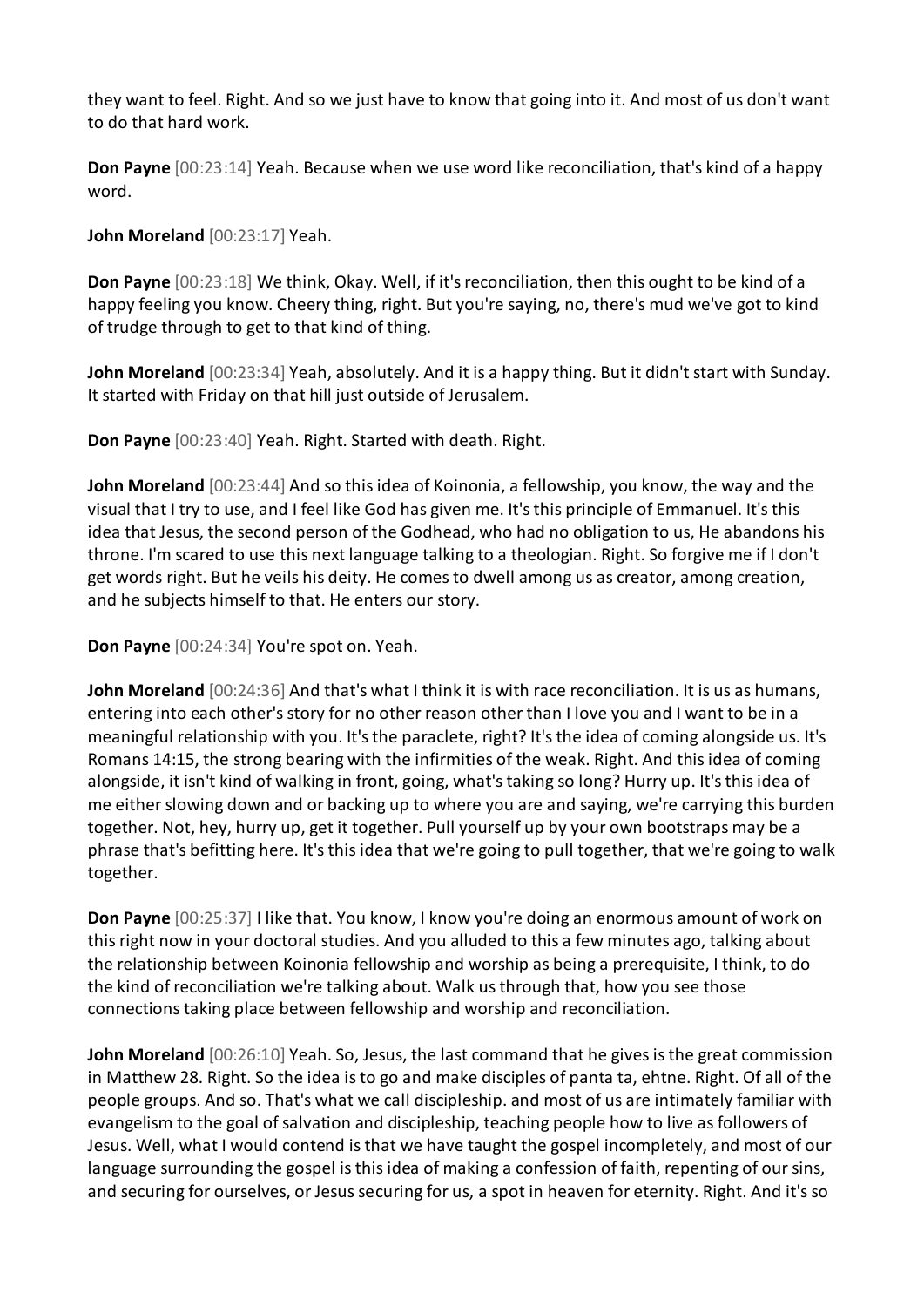they want to feel. Right. And so we just have to know that going into it. And most of us don't want to do that hard work.

**Don Payne** [00:23:14] Yeah. Because when we use word like reconciliation, that's kind of a happy word.

**John Moreland** [00:23:17] Yeah.

**Don Payne** [00:23:18] We think, Okay. Well, if it's reconciliation, then this ought to be kind of a happy feeling you know. Cheery thing, right. But you're saying, no, there's mud we've got to kind of trudge through to get to that kind of thing.

**John Moreland** [00:23:34] Yeah, absolutely. And it is a happy thing. But it didn't start with Sunday. It started with Friday on that hill just outside of Jerusalem.

**Don Payne** [00:23:40] Yeah. Right. Started with death. Right.

**John Moreland** [00:23:44] And so this idea of Koinonia, a fellowship, you know, the way and the visual that I try to use, and I feel like God has given me. It's this principle of Emmanuel. It's this idea that Jesus, the second person of the Godhead, who had no obligation to us, He abandons his throne. I'm scared to use this next language talking to a theologian. Right. So forgive me if I don't get words right. But he veils his deity. He comes to dwell among us as creator, among creation, and he subjects himself to that. He enters our story.

**Don Payne** [00:24:34] You're spot on. Yeah.

**John Moreland** [00:24:36] And that's what I think it is with race reconciliation. It is us as humans, entering into each other's story for no other reason other than I love you and I want to be in a meaningful relationship with you. It's the paraclete, right? It's the idea of coming alongside us. It's Romans 14:15, the strong bearing with the infirmities of the weak. Right. And this idea of coming alongside, it isn't kind of walking in front, going, what's taking so long? Hurry up. It's this idea of me either slowing down and or backing up to where you are and saying, we're carrying this burden together. Not, hey, hurry up, get it together. Pull yourself up by your own bootstraps may be a phrase that's befitting here. It's this idea that we're going to pull together, that we're going to walk together.

**Don Payne** [00:25:37] I like that. You know, I know you're doing an enormous amount of work on this right now in your doctoral studies. And you alluded to this a few minutes ago, talking about the relationship between Koinonia fellowship and worship as being a prerequisite, I think, to do the kind of reconciliation we're talking about. Walk us through that, how you see those connections taking place between fellowship and worship and reconciliation.

**John Moreland** [00:26:10] Yeah. So, Jesus, the last command that he gives is the great commission in Matthew 28. Right. So the idea is to go and make disciples of panta ta, ehtne. Right. Of all of the people groups. And so. That's what we call discipleship. and most of us are intimately familiar with evangelism to the goal of salvation and discipleship, teaching people how to live as followers of Jesus. Well, what I would contend is that we have taught the gospel incompletely, and most of our language surrounding the gospel is this idea of making a confession of faith, repenting of our sins, and securing for ourselves, or Jesus securing for us, a spot in heaven for eternity. Right. And it's so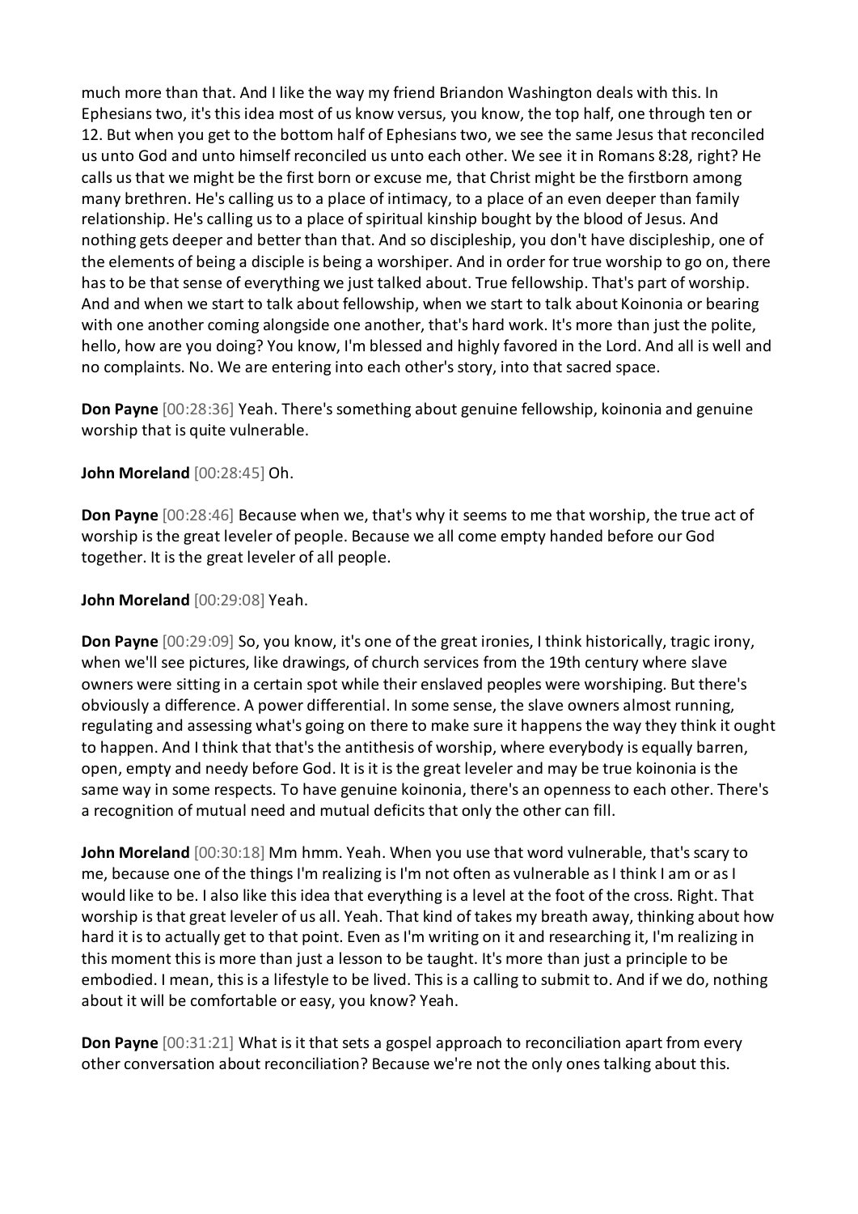much more than that. And I like the way my friend Briandon Washington deals with this. In Ephesians two, it's this idea most of us know versus, you know, the top half, one through ten or 12. But when you get to the bottom half of Ephesians two, we see the same Jesus that reconciled us unto God and unto himself reconciled us unto each other. We see it in Romans 8:28, right? He calls us that we might be the first born or excuse me, that Christ might be the firstborn among many brethren. He's calling us to a place of intimacy, to a place of an even deeper than family relationship. He's calling us to a place of spiritual kinship bought by the blood of Jesus. And nothing gets deeper and better than that. And so discipleship, you don't have discipleship, one of the elements of being a disciple is being a worshiper. And in order for true worship to go on, there has to be that sense of everything we just talked about. True fellowship. That's part of worship. And and when we start to talk about fellowship, when we start to talk about Koinonia or bearing with one another coming alongside one another, that's hard work. It's more than just the polite, hello, how are you doing? You know, I'm blessed and highly favored in the Lord. And all is well and no complaints. No. We are entering into each other's story, into that sacred space.

**Don Payne** [00:28:36] Yeah. There's something about genuine fellowship, koinonia and genuine worship that is quite vulnerable.

**John Moreland** [00:28:45] Oh.

**Don Payne** [00:28:46] Because when we, that's why it seems to me that worship, the true act of worship is the great leveler of people. Because we all come empty handed before our God together. It is the great leveler of all people.

**John Moreland** [00:29:08] Yeah.

**Don Payne** [00:29:09] So, you know, it's one of the great ironies, I think historically, tragic irony, when we'll see pictures, like drawings, of church services from the 19th century where slave owners were sitting in a certain spot while their enslaved peoples were worshiping. But there's obviously a difference. A power differential. In some sense, the slave owners almost running, regulating and assessing what's going on there to make sure it happens the way they think it ought to happen. And I think that that's the antithesis of worship, where everybody is equally barren, open, empty and needy before God. It is it is the great leveler and may be true koinonia is the same way in some respects. To have genuine koinonia, there's an openness to each other. There's a recognition of mutual need and mutual deficits that only the other can fill.

**John Moreland** [00:30:18] Mm hmm. Yeah. When you use that word vulnerable, that's scary to me, because one of the things I'm realizing is I'm not often as vulnerable as I think I am or as I would like to be. I also like this idea that everything is a level at the foot of the cross. Right. That worship is that great leveler of us all. Yeah. That kind of takes my breath away, thinking about how hard it is to actually get to that point. Even as I'm writing on it and researching it, I'm realizing in this moment this is more than just a lesson to be taught. It's more than just a principle to be embodied. I mean, this is a lifestyle to be lived. This is a calling to submit to. And if we do, nothing about it will be comfortable or easy, you know? Yeah.

**Don Payne** [00:31:21] What is it that sets a gospel approach to reconciliation apart from every other conversation about reconciliation? Because we're not the only ones talking about this.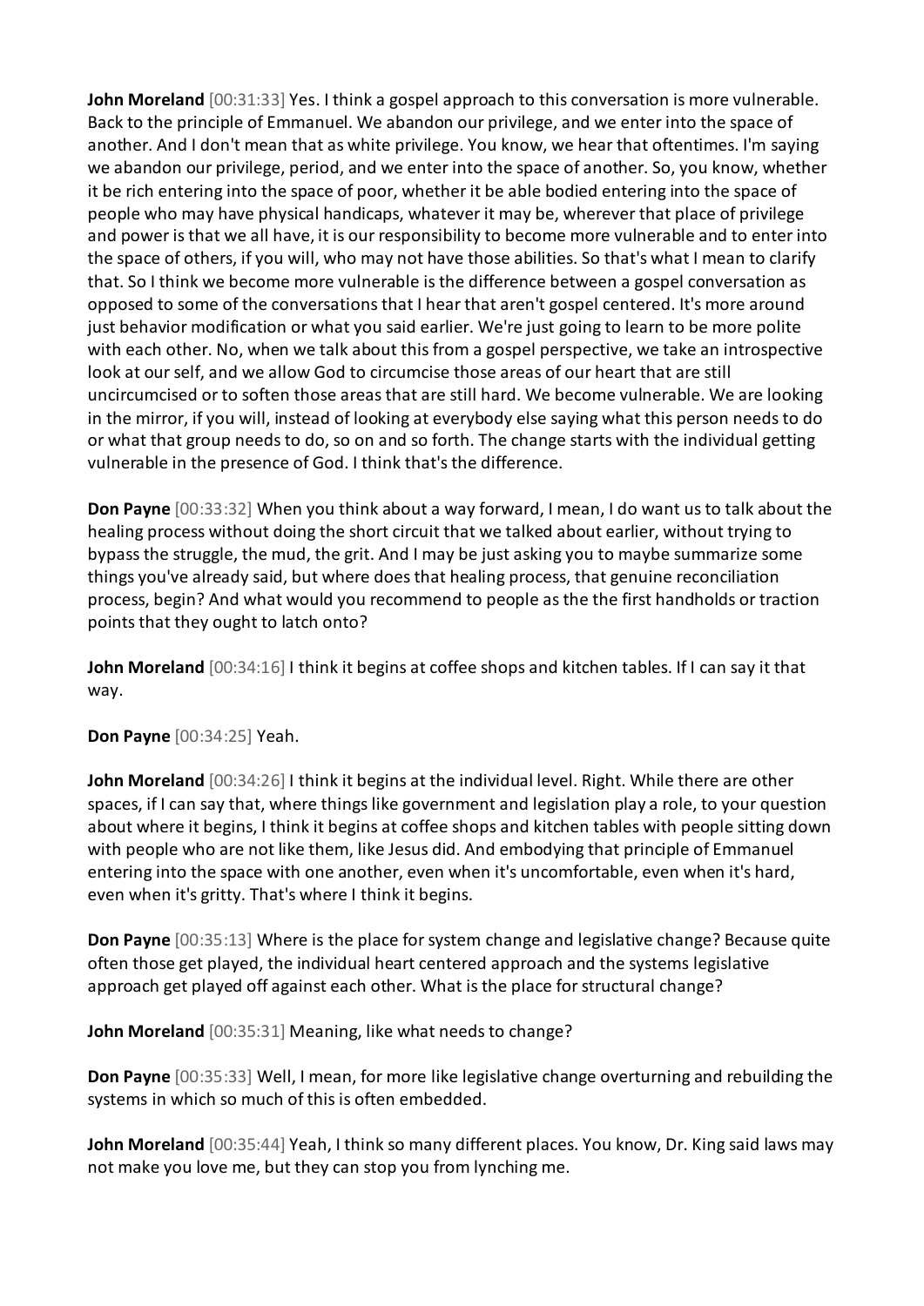**John Moreland** [00:31:33] Yes. I think a gospel approach to this conversation is more vulnerable. Back to the principle of Emmanuel. We abandon our privilege, and we enter into the space of another. And I don't mean that as white privilege. You know, we hear that oftentimes. I'm saying we abandon our privilege, period, and we enter into the space of another. So, you know, whether it be rich entering into the space of poor, whether it be able bodied entering into the space of people who may have physical handicaps, whatever it may be, wherever that place of privilege and power is that we all have, it is our responsibility to become more vulnerable and to enter into the space of others, if you will, who may not have those abilities. So that's what I mean to clarify that. So I think we become more vulnerable is the difference between a gospel conversation as opposed to some of the conversations that I hear that aren't gospel centered. It's more around just behavior modification or what you said earlier. We're just going to learn to be more polite with each other. No, when we talk about this from a gospel perspective, we take an introspective look at our self, and we allow God to circumcise those areas of our heart that are still uncircumcised or to soften those areas that are still hard. We become vulnerable. We are looking in the mirror, if you will, instead of looking at everybody else saying what this person needs to do or what that group needs to do, so on and so forth. The change starts with the individual getting vulnerable in the presence of God. I think that's the difference.

**Don Payne** [00:33:32] When you think about a way forward, I mean, I do want us to talk about the healing process without doing the short circuit that we talked about earlier, without trying to bypass the struggle, the mud, the grit. And I may be just asking you to maybe summarize some things you've already said, but where does that healing process, that genuine reconciliation process, begin? And what would you recommend to people as the the first handholds or traction points that they ought to latch onto?

**John Moreland** [00:34:16] I think it begins at coffee shops and kitchen tables. If I can say it that way.

**Don Payne** [00:34:25] Yeah.

**John Moreland** [00:34:26] I think it begins at the individual level. Right. While there are other spaces, if I can say that, where things like government and legislation play a role, to your question about where it begins, I think it begins at coffee shops and kitchen tables with people sitting down with people who are not like them, like Jesus did. And embodying that principle of Emmanuel entering into the space with one another, even when it's uncomfortable, even when it's hard, even when it's gritty. That's where I think it begins.

**Don Payne** [00:35:13] Where is the place for system change and legislative change? Because quite often those get played, the individual heart centered approach and the systems legislative approach get played off against each other. What is the place for structural change?

**John Moreland** [00:35:31] Meaning, like what needs to change?

**Don Payne** [00:35:33] Well, I mean, for more like legislative change overturning and rebuilding the systems in which so much of this is often embedded.

**John Moreland** [00:35:44] Yeah, I think so many different places. You know, Dr. King said laws may not make you love me, but they can stop you from lynching me.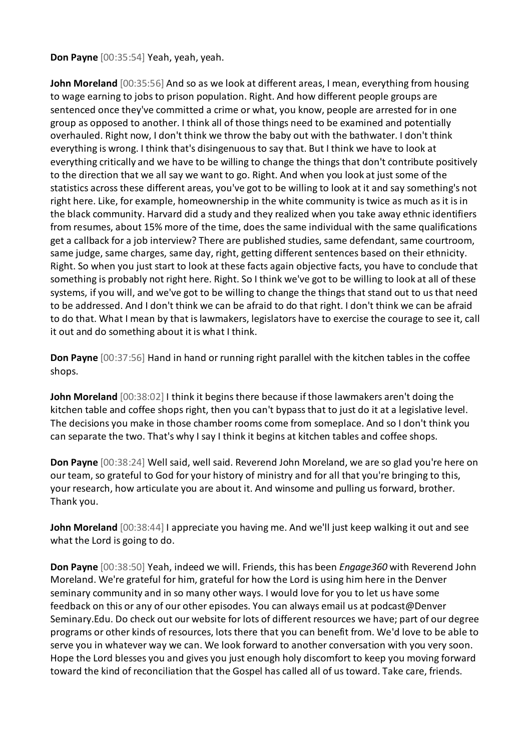**Don Payne** [00:35:54] Yeah, yeah, yeah.

**John Moreland** [00:35:56] And so as we look at different areas, I mean, everything from housing to wage earning to jobs to prison population. Right. And how different people groups are sentenced once they've committed a crime or what, you know, people are arrested for in one group as opposed to another. I think all of those things need to be examined and potentially overhauled. Right now, I don't think we throw the baby out with the bathwater. I don't think everything is wrong. I think that's disingenuous to say that. But I think we have to look at everything critically and we have to be willing to change the things that don't contribute positively to the direction that we all say we want to go. Right. And when you look at just some of the statistics across these different areas, you've got to be willing to look at it and say something's not right here. Like, for example, homeownership in the white community is twice as much as it is in the black community. Harvard did a study and they realized when you take away ethnic identifiers from resumes, about 15% more of the time, does the same individual with the same qualifications get a callback for a job interview? There are published studies, same defendant, same courtroom, same judge, same charges, same day, right, getting different sentences based on their ethnicity. Right. So when you just start to look at these facts again objective facts, you have to conclude that something is probably not right here. Right. So I think we've got to be willing to look at all of these systems, if you will, and we've got to be willing to change the things that stand out to us that need to be addressed. And I don't think we can be afraid to do that right. I don't think we can be afraid to do that. What I mean by that is lawmakers, legislators have to exercise the courage to see it, call it out and do something about it is what I think.

**Don Payne** [00:37:56] Hand in hand or running right parallel with the kitchen tables in the coffee shops.

**John Moreland** [00:38:02] I think it begins there because if those lawmakers aren't doing the kitchen table and coffee shops right, then you can't bypass that to just do it at a legislative level. The decisions you make in those chamber rooms come from someplace. And so I don't think you can separate the two. That's why I say I think it begins at kitchen tables and coffee shops.

**Don Payne** [00:38:24] Well said, well said. Reverend John Moreland, we are so glad you're here on our team, so grateful to God for your history of ministry and for all that you're bringing to this, your research, how articulate you are about it. And winsome and pulling us forward, brother. Thank you.

**John Moreland** [00:38:44] I appreciate you having me. And we'll just keep walking it out and see what the Lord is going to do.

**Don Payne** [00:38:50] Yeah, indeed we will. Friends, this has been *Engage360* with Reverend John Moreland. We're grateful for him, grateful for how the Lord is using him here in the Denver seminary community and in so many other ways. I would love for you to let us have some feedback on this or any of our other episodes. You can always email us at podcast@Denver Seminary.Edu. Do check out our website for lots of different resources we have; part of our degree programs or other kinds of resources, lots there that you can benefit from. We'd love to be able to serve you in whatever way we can. We look forward to another conversation with you very soon. Hope the Lord blesses you and gives you just enough holy discomfort to keep you moving forward toward the kind of reconciliation that the Gospel has called all of us toward. Take care, friends.